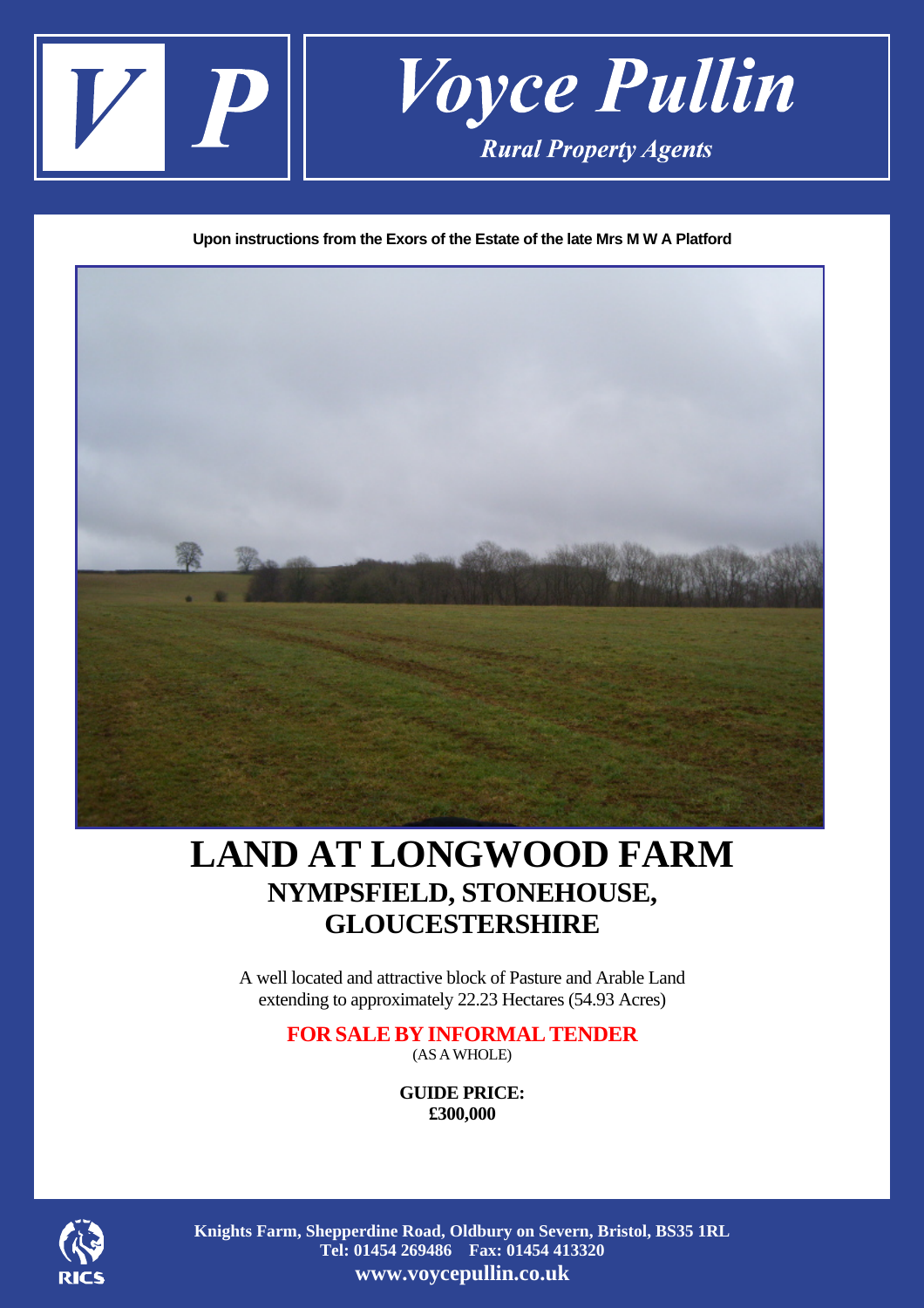# Voyce Pullin

*Rural Property Agents*

**Upon instructions from the Exors of the Estate of the late Mrs M W A Platford**

# LAND AT LONGWOOD FARM

## NYMPSFIELD, STONEHOUSE, GLOUCESTERSHIRE

A well located and attractive block of Pasture and Arable Land extending to approximately 22.23 Hectares (54.93 Acres)

**FOR SALE BY INFORMAL TENDER**

(AS A WHOLE)

**GUIDE PRICE:**
**£300,000**

**Knights Farm, Shepperdine Road, Oldbury on Severn, Bristol, BS35 1RL**
**Tel: 01454 269486 Fax: 01454 413320**
**www.voycepullin.co.uk**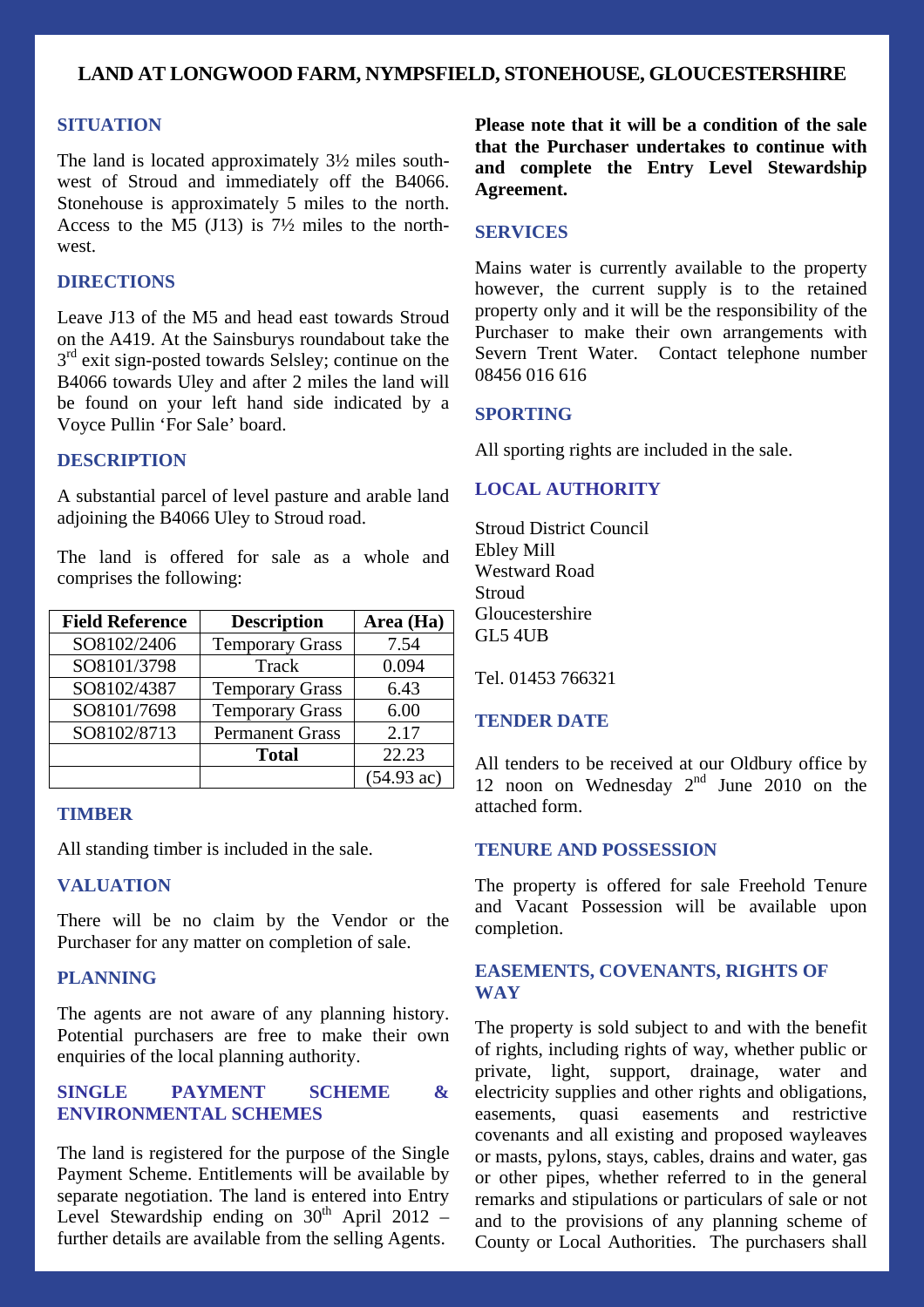# LAND AT LONGWOOD FARM, NYMPSFIELD, STONEHOUSE, GLOUCESTERSHIRE

## SITUATION

The land is located approximately 3½ miles south-west of Stroud and immediately off the B4066. Stonehouse is approximately 5 miles to the north. Access to the M5 (J13) is 7½ miles to the north-west.

## DIRECTIONS

Leave J13 of the M5 and head east towards Stroud on the A419. At the Sainsburys roundabout take the 3rd exit sign-posted towards Selsley; continue on the B4066 towards Uley and after 2 miles the land will be found on your left hand side indicated by a Voyce Pullin 'For Sale' board.

## DESCRIPTION

A substantial parcel of level pasture and arable land adjoining the B4066 Uley to Stroud road.

The land is offered for sale as a whole and comprises the following:

| Field Reference | Description | Area (Ha) |
|---|---|---|
| SO8102/2406 | Temporary Grass | 7.54 |
| SO8101/3798 | Track | 0.094 |
| SO8102/4387 | Temporary Grass | 6.43 |
| SO8101/7698 | Temporary Grass | 6.00 |
| SO8102/8713 | Permanent Grass | 2.17 |
| | **Total** | 22.23 |
| | | (54.93 ac) |

## TIMBER

All standing timber is included in the sale.

## VALUATION

There will be no claim by the Vendor or the Purchaser for any matter on completion of sale.

## PLANNING

The agents are not aware of any planning history. Potential purchasers are free to make their own enquiries of the local planning authority.

## SINGLE PAYMENT SCHEME & ENVIRONMENTAL SCHEMES

The land is registered for the purpose of the Single Payment Scheme. Entitlements will be available by separate negotiation. The land is entered into Entry Level Stewardship ending on 30th April 2012 – further details are available from the selling Agents.

**Please note that it will be a condition of the sale that the Purchaser undertakes to continue with and complete the Entry Level Stewardship Agreement.**

## SERVICES

Mains water is currently available to the property however, the current supply is to the retained property only and it will be the responsibility of the Purchaser to make their own arrangements with Severn Trent Water. Contact telephone number 08456 016 616

## SPORTING

All sporting rights are included in the sale.

## LOCAL AUTHORITY

Stroud District Council
Ebley Mill
Westward Road
Stroud
Gloucestershire
GL5 4UB

Tel. 01453 766321

## TENDER DATE

All tenders to be received at our Oldbury office by 12 noon on Wednesday 2nd June 2010 on the attached form.

## TENURE AND POSSESSION

The property is offered for sale Freehold Tenure and Vacant Possession will be available upon completion.

## EASEMENTS, COVENANTS, RIGHTS OF WAY

The property is sold subject to and with the benefit of rights, including rights of way, whether public or private, light, support, drainage, water and electricity supplies and other rights and obligations, easements, quasi easements and restrictive covenants and all existing and proposed wayleaves or masts, pylons, stays, cables, drains and water, gas or other pipes, whether referred to in the general remarks and stipulations or particulars of sale or not and to the provisions of any planning scheme of County or Local Authorities. The purchasers shall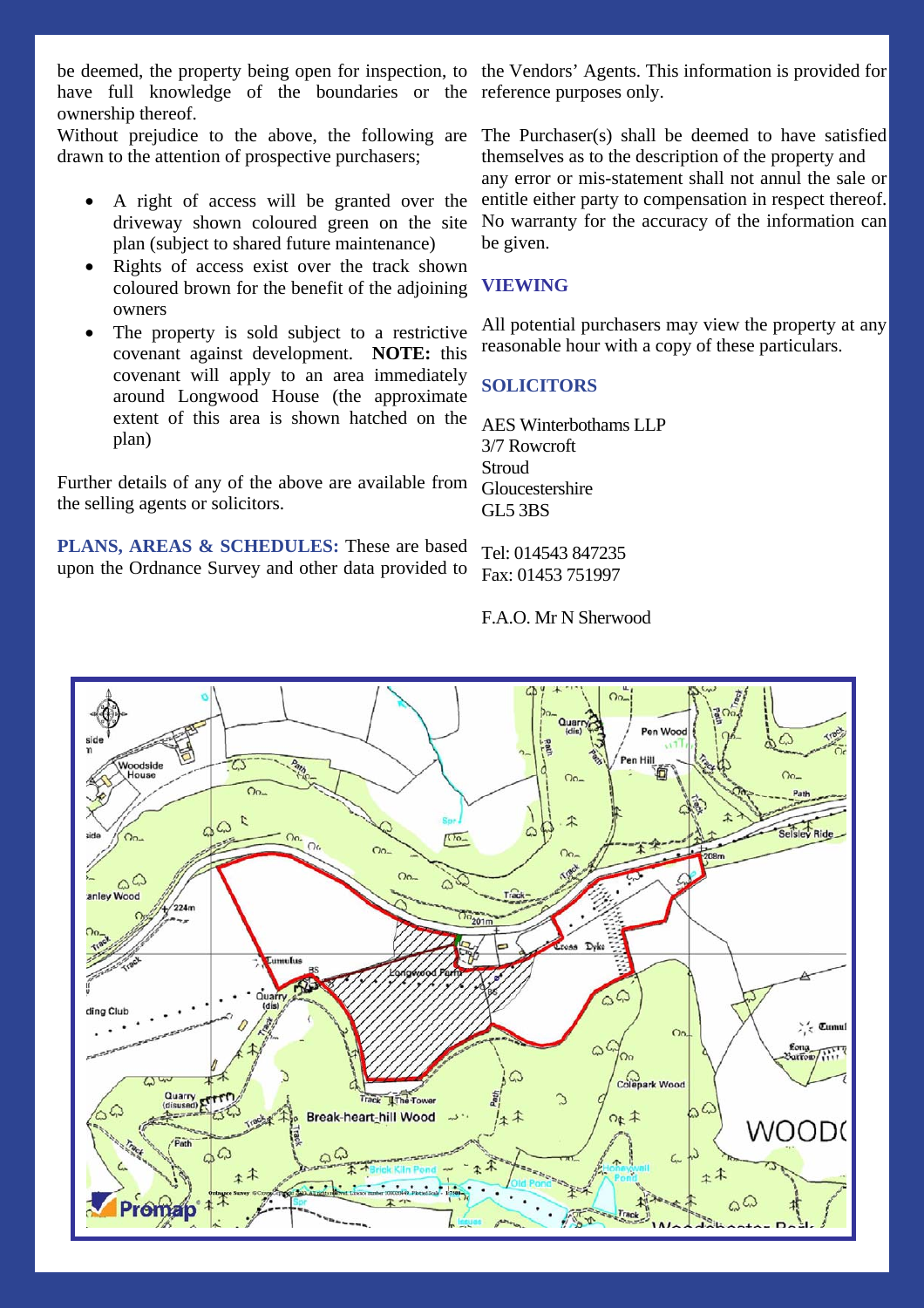be deemed, the property being open for inspection, to have full knowledge of the boundaries or the ownership thereof.

Without prejudice to the above, the following are drawn to the attention of prospective purchasers;

- A right of access will be granted over the driveway shown coloured green on the site plan (subject to shared future maintenance)
- Rights of access exist over the track shown coloured brown for the benefit of the adjoining owners
- The property is sold subject to a restrictive covenant against development. **NOTE:** this covenant will apply to an area immediately around Longwood House (the approximate extent of this area is shown hatched on the plan)

Further details of any of the above are available from the selling agents or solicitors.

**PLANS, AREAS & SCHEDULES:** These are based upon the Ordnance Survey and other data provided to the Vendors' Agents. This information is provided for reference purposes only.

The Purchaser(s) shall be deemed to have satisfied themselves as to the description of the property and any error or mis-statement shall not annul the sale or entitle either party to compensation in respect thereof. No warranty for the accuracy of the information can be given.

## VIEWING

All potential purchasers may view the property at any reasonable hour with a copy of these particulars.

## SOLICITORS

AES Winterbothams LLP
3/7 Rowcroft
Stroud
Gloucestershire
GL5 3BS

Tel: 014543 847235
Fax: 01453 751997

F.A.O. Mr N Sherwood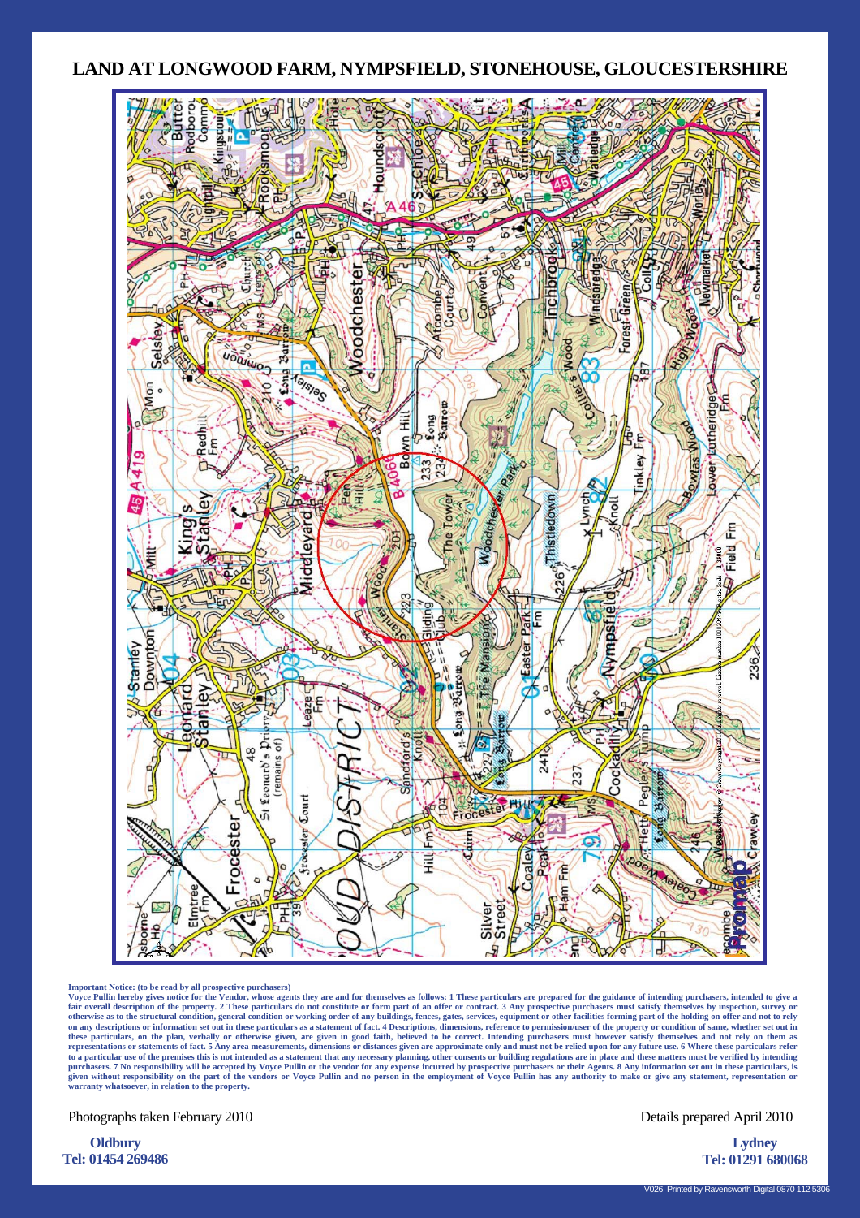# LAND AT LONGWOOD FARM, NYMPSFIELD, STONEHOUSE, GLOUCESTERSHIRE

**Important Notice: (to be read by all prospective purchasers)**

**Voyce Pullin hereby gives notice for the Vendor, whose agents they are and for themselves as follows: 1 These particulars are prepared for the guidance of intending purchasers, intended to give a fair overall description of the property. 2 These particulars do not constitute or form part of an offer or contract. 3 Any prospective purchasers must satisfy themselves by inspection, survey or otherwise as to the structural condition, general condition or working order of any buildings, fences, gates, services, equipment or other facilities forming part of the holding on offer and not to rely on any descriptions or information set out in these particulars as a statement of fact. 4 Descriptions, dimensions, reference to permission/user of the property or condition of same, whether set out in these particulars, on the plan, verbally or otherwise given, are given in good faith, believed to be correct. Intending purchasers must however satisfy themselves and not rely on them as representations or statements of fact. 5 Any area measurements, dimensions or distances given are approximate only and must not be relied upon for any future use. 6 Where these particulars refer to a particular use of the premises this is not intended as a statement that any necessary planning, other consents or building regulations are in place and these matters must be verified by intending purchasers. 7 No responsibility will be accepted by Voyce Pullin or the vendor for any expense incurred by prospective purchasers or their Agents. 8 Any information set out in these particulars, is given without responsibility on the part of the vendors or Voyce Pullin and no person in the employment of Voyce Pullin has any authority to make or give any statement, representation or warranty whatsoever, in relation to the property.**

Photographs taken February 2010

Details prepared April 2010

**Oldbury**
**Tel: 01454 269486**

**Lydney**
**Tel: 01291 680068**

V026 Printed by Ravensworth Digital 0870 112 5306